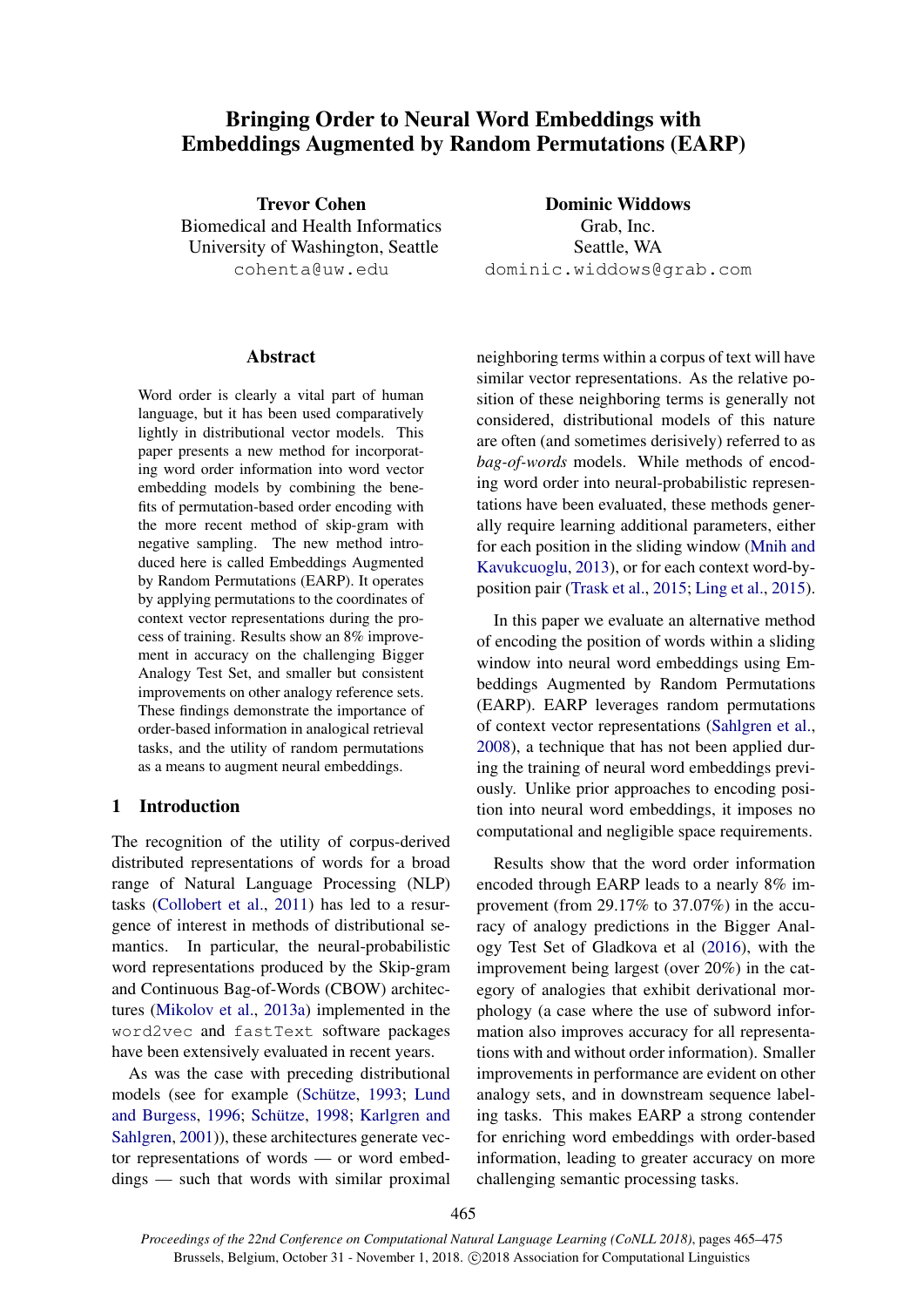# Bringing Order to Neural Word Embeddings with Embeddings Augmented by Random Permutations (EARP)

**Trevor Cohen**
Biomedical and Health Informatics
University of Washington, Seattle
cohenta@uw.edu

**Dominic Widdows**
Grab, Inc.
Seattle, WA
dominic.widdows@grab.com

## Abstract

Word order is clearly a vital part of human language, but it has been used comparatively lightly in distributional vector models. This paper presents a new method for incorporating word order information into word vector embedding models by combining the benefits of permutation-based order encoding with the more recent method of skip-gram with negative sampling. The new method introduced here is called Embeddings Augmented by Random Permutations (EARP). It operates by applying permutations to the coordinates of context vector representations during the process of training. Results show an 8% improvement in accuracy on the challenging Bigger Analogy Test Set, and smaller but consistent improvements on other analogy reference sets. These findings demonstrate the importance of order-based information in analogical retrieval tasks, and the utility of random permutations as a means to augment neural embeddings.

## 1 Introduction

The recognition of the utility of corpus-derived distributed representations of words for a broad range of Natural Language Processing (NLP) tasks (Collobert et al., 2011) has led to a resurgence of interest in methods of distributional semantics. In particular, the neural-probabilistic word representations produced by the Skip-gram and Continuous Bag-of-Words (CBOW) architectures (Mikolov et al., 2013a) implemented in the `word2vec` and `fastText` software packages have been extensively evaluated in recent years.

As was the case with preceding distributional models (see for example (Schütze, 1993; Lund and Burgess, 1996; Schütze, 1998; Karlgren and Sahlgren, 2001)), these architectures generate vector representations of words — or word embeddings — such that words with similar proximal neighboring terms within a corpus of text will have similar vector representations. As the relative position of these neighboring terms is generally not considered, distributional models of this nature are often (and sometimes derisively) referred to as *bag-of-words* models. While methods of encoding word order into neural-probabilistic representations have been evaluated, these methods generally require learning additional parameters, either for each position in the sliding window (Mnih and Kavukcuoglu, 2013), or for each context word-by-position pair (Trask et al., 2015; Ling et al., 2015).

In this paper we evaluate an alternative method of encoding the position of words within a sliding window into neural word embeddings using Embeddings Augmented by Random Permutations (EARP). EARP leverages random permutations of context vector representations (Sahlgren et al., 2008), a technique that has not been applied during the training of neural word embeddings previously. Unlike prior approaches to encoding position into neural word embeddings, it imposes no computational and negligible space requirements.

Results show that the word order information encoded through EARP leads to a nearly 8% improvement (from 29.17% to 37.07%) in the accuracy of analogy predictions in the Bigger Analogy Test Set of Gladkova et al (2016), with the improvement being largest (over 20%) in the category of analogies that exhibit derivational morphology (a case where the use of subword information also improves accuracy for all representations with and without order information). Smaller improvements in performance are evident on other analogy sets, and in downstream sequence labeling tasks. This makes EARP a strong contender for enriching word embeddings with order-based information, leading to greater accuracy on more challenging semantic processing tasks.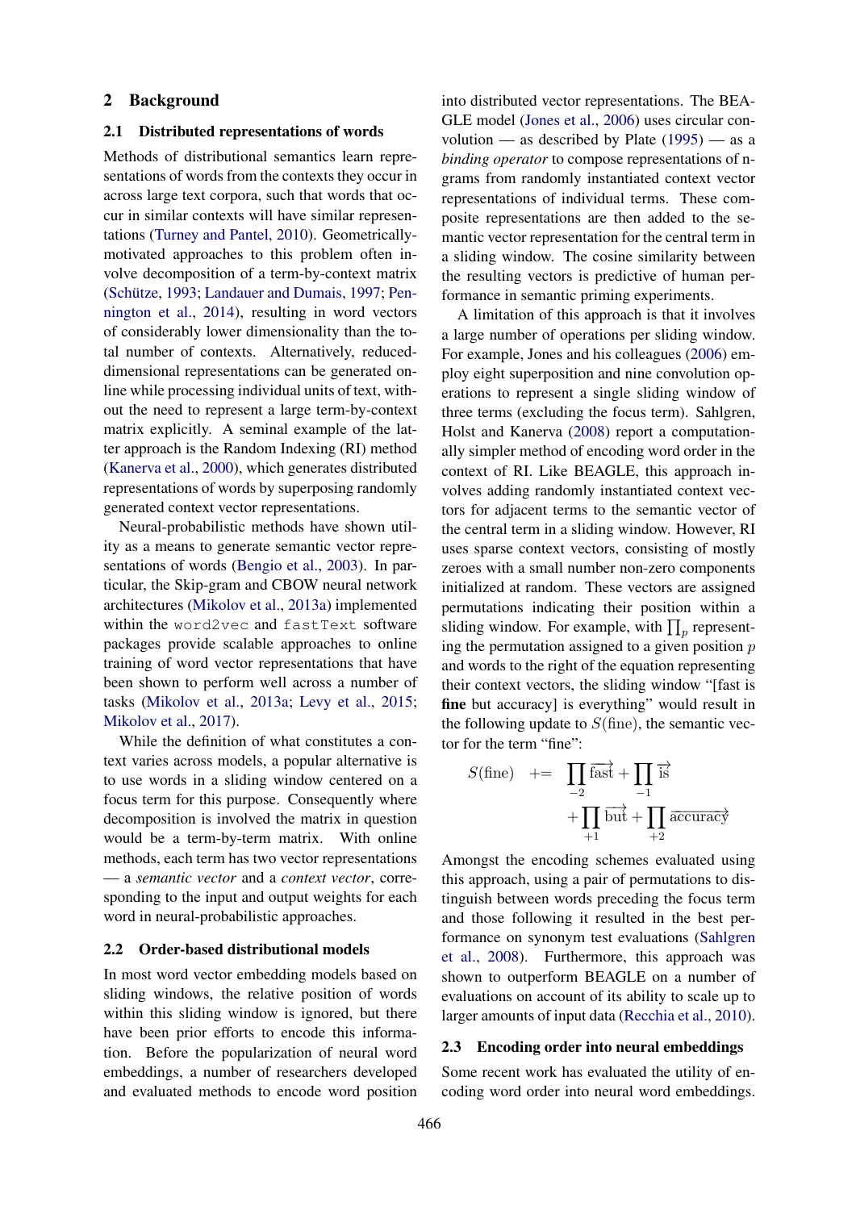## 2 Background

### 2.1 Distributed representations of words

Methods of distributional semantics learn representations of words from the contexts they occur in across large text corpora, such that words that occur in similar contexts will have similar representations (Turney and Pantel, 2010). Geometrically-motivated approaches to this problem often involve decomposition of a term-by-context matrix (Schütze, 1993; Landauer and Dumais, 1997; Pennington et al., 2014), resulting in word vectors of considerably lower dimensionality than the total number of contexts. Alternatively, reduced-dimensional representations can be generated online while processing individual units of text, without the need to represent a large term-by-context matrix explicitly. A seminal example of the latter approach is the Random Indexing (RI) method (Kanerva et al., 2000), which generates distributed representations of words by superposing randomly generated context vector representations.

Neural-probabilistic methods have shown utility as a means to generate semantic vector representations of words (Bengio et al., 2003). In particular, the Skip-gram and CBOW neural network architectures (Mikolov et al., 2013a) implemented within the `word2vec` and `fastText` software packages provide scalable approaches to online training of word vector representations that have been shown to perform well across a number of tasks (Mikolov et al., 2013a; Levy et al., 2015; Mikolov et al., 2017).

While the definition of what constitutes a context varies across models, a popular alternative is to use words in a sliding window centered on a focus term for this purpose. Consequently where decomposition is involved the matrix in question would be a term-by-term matrix. With online methods, each term has two vector representations — a *semantic vector* and a *context vector*, corresponding to the input and output weights for each word in neural-probabilistic approaches.

### 2.2 Order-based distributional models

In most word vector embedding models based on sliding windows, the relative position of words within this sliding window is ignored, but there have been prior efforts to encode this information. Before the popularization of neural word embeddings, a number of researchers developed and evaluated methods to encode word position into distributed vector representations. The BEAGLE model (Jones et al., 2006) uses circular convolution — as described by Plate (1995) — as a *binding operator* to compose representations of n-grams from randomly instantiated context vector representations of individual terms. These composite representations are then added to the semantic vector representation for the central term in a sliding window. The cosine similarity between the resulting vectors is predictive of human performance in semantic priming experiments.

A limitation of this approach is that it involves a large number of operations per sliding window. For example, Jones and his colleagues (2006) employ eight superposition and nine convolution operations to represent a single sliding window of three terms (excluding the focus term). Sahlgren, Holst and Kanerva (2008) report a computationally simpler method of encoding word order in the context of RI. Like BEAGLE, this approach involves adding randomly instantiated context vectors for adjacent terms to the semantic vector of the central term in a sliding window. However, RI uses sparse context vectors, consisting of mostly zeroes with a small number non-zero components initialized at random. These vectors are assigned permutations indicating their position within a sliding window. For example, with $\prod_p$ representing the permutation assigned to a given position $p$ and words to the right of the equation representing their context vectors, the sliding window "[fast is **fine** but accuracy] is everything" would result in the following update to $S(\text{fine})$, the semantic vector for the term "fine":

$$
\begin{aligned}
S(\text{fine}) \;\; += & \prod_{-2} \overrightarrow{\text{fast}} + \prod_{-1} \overrightarrow{\text{is}} \\
& + \prod_{+1} \overrightarrow{\text{but}} + \prod_{+2} \overrightarrow{\text{accuracy}}
\end{aligned}
$$

Amongst the encoding schemes evaluated using this approach, using a pair of permutations to distinguish between words preceding the focus term and those following it resulted in the best performance on synonym test evaluations (Sahlgren et al., 2008). Furthermore, this approach was shown to outperform BEAGLE on a number of evaluations on account of its ability to scale up to larger amounts of input data (Recchia et al., 2010).

### 2.3 Encoding order into neural embeddings

Some recent work has evaluated the utility of encoding word order into neural word embeddings.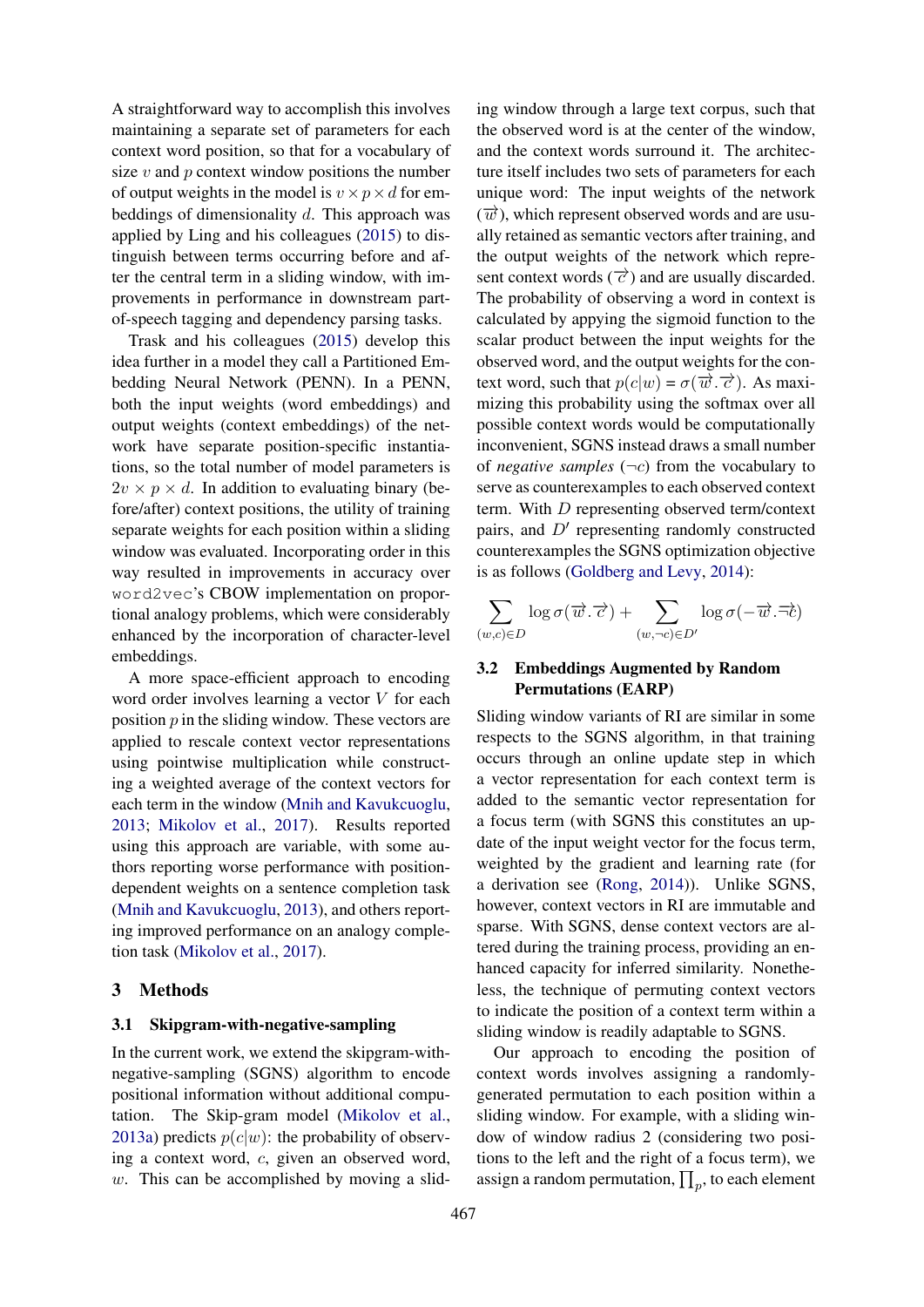A straightforward way to accomplish this involves maintaining a separate set of parameters for each context word position, so that for a vocabulary of size $v$ and $p$ context window positions the number of output weights in the model is $v \times p \times d$ for embeddings of dimensionality $d$. This approach was applied by Ling and his colleagues (2015) to distinguish between terms occurring before and after the central term in a sliding window, with improvements in performance in downstream part-of-speech tagging and dependency parsing tasks.

Trask and his colleagues (2015) develop this idea further in a model they call a Partitioned Embedding Neural Network (PENN). In a PENN, both the input weights (word embeddings) and output weights (context embeddings) of the network have separate position-specific instantiations, so the total number of model parameters is $2v \times p \times d$. In addition to evaluating binary (before/after) context positions, the utility of training separate weights for each position within a sliding window was evaluated. Incorporating order in this way resulted in improvements in accuracy over `word2vec`'s CBOW implementation on proportional analogy problems, which were considerably enhanced by the incorporation of character-level embeddings.

A more space-efficient approach to encoding word order involves learning a vector $V$ for each position $p$ in the sliding window. These vectors are applied to rescale context vector representations using pointwise multiplication while constructing a weighted average of the context vectors for each term in the window (Mnih and Kavukcuoglu, 2013; Mikolov et al., 2017). Results reported using this approach are variable, with some authors reporting worse performance with position-dependent weights on a sentence completion task (Mnih and Kavukcuoglu, 2013), and others reporting improved performance on an analogy completion task (Mikolov et al., 2017).

# 3 Methods

## 3.1 Skipgram-with-negative-sampling

In the current work, we extend the skipgram-with-negative-sampling (SGNS) algorithm to encode positional information without additional computation. The Skip-gram model (Mikolov et al., 2013a) predicts $p(c|w)$: the probability of observing a context word, $c$, given an observed word, $w$. This can be accomplished by moving a sliding window through a large text corpus, such that the observed word is at the center of the window, and the context words surround it. The architecture itself includes two sets of parameters for each unique word: The input weights of the network ($\overrightarrow{w}$), which represent observed words and are usually retained as semantic vectors after training, and the output weights of the network which represent context words ($\overrightarrow{c}$) and are usually discarded. The probability of observing a word in context is calculated by appying the sigmoid function to the scalar product between the input weights for the observed word, and the output weights for the context word, such that $p(c|w) = \sigma(\overrightarrow{w}.\overrightarrow{c})$. As maximizing this probability using the softmax over all possible context words would be computationally inconvenient, SGNS instead draws a small number of *negative samples* ($\neg c$) from the vocabulary to serve as counterexamples to each observed context term. With $D$ representing observed term/context pairs, and $D'$ representing randomly constructed counterexamples the SGNS optimization objective is as follows (Goldberg and Levy, 2014):

$$\sum_{(w,c)\in D} \log \sigma(\overrightarrow{w}.\overrightarrow{c}) + \sum_{(w,\neg c)\in D'} \log \sigma(-\overrightarrow{w}.\overrightarrow{\neg c})$$

## 3.2 Embeddings Augmented by Random Permutations (EARP)

Sliding window variants of RI are similar in some respects to the SGNS algorithm, in that training occurs through an online update step in which a vector representation for each context term is added to the semantic vector representation for a focus term (with SGNS this constitutes an update of the input weight vector for the focus term, weighted by the gradient and learning rate (for a derivation see (Rong, 2014)). Unlike SGNS, however, context vectors in RI are immutable and sparse. With SGNS, dense context vectors are altered during the training process, providing an enhanced capacity for inferred similarity. Nonetheless, the technique of permuting context vectors to indicate the position of a context term within a sliding window is readily adaptable to SGNS.

Our approach to encoding the position of context words involves assigning a randomly-generated permutation to each position within a sliding window. For example, with a sliding window of window radius 2 (considering two positions to the left and the right of a focus term), we assign a random permutation, $\prod_p$, to each element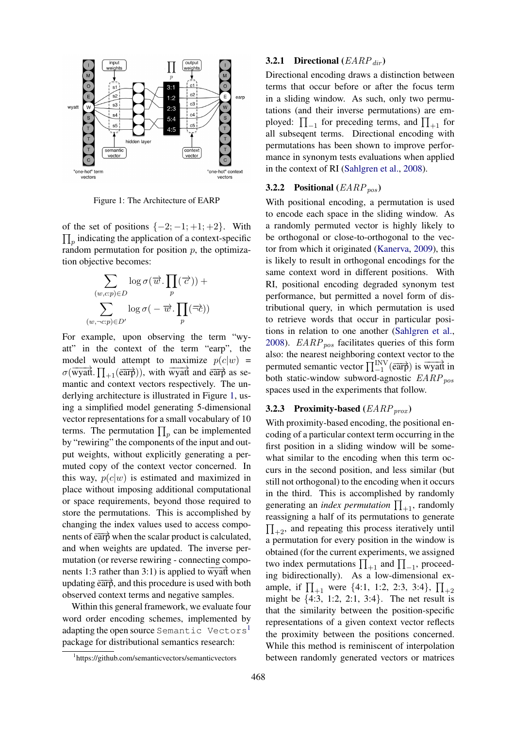Figure 1: The Architecture of EARP

of the set of positions $\{-2; -1; +1; +2\}$. With $\prod_p$ indicating the application of a context-specific random permutation for position $p$, the optimization objective becomes:

$$\sum_{(w,c:p)\in D} \log \sigma(\vec{w}.\prod_p(\vec{c})) + \sum_{(w,\neg c:p)\in D'} \log \sigma(-\vec{w}.\prod_p(\vec{\neg c}))$$

For example, upon observing the term "wyatt" in the context of the term "earp", the model would attempt to maximize $p(c|w) = \sigma(\overrightarrow{wyatt}.\prod_{+1}(\overrightarrow{earp}))$, with $\overrightarrow{wyatt}$ and $\overrightarrow{earp}$ as semantic and context vectors respectively. The underlying architecture is illustrated in Figure 1, using a simplified model generating 5-dimensional vector representations for a small vocabulary of 10 terms. The permutation $\prod_p$ can be implemented by "rewiring" the components of the input and output weights, without explicitly generating a permuted copy of the context vector concerned. In this way, $p(c|w)$ is estimated and maximized in place without imposing additional computational or space requirements, beyond those required to store the permutations. This is accomplished by changing the index values used to access components of $\overrightarrow{earp}$ when the scalar product is calculated, and when weights are updated. The inverse permutation (or reverse rewiring - connecting components 1:3 rather than 3:1) is applied to $\overrightarrow{wyatt}$ when updating $\overrightarrow{earp}$, and this procedure is used with both observed context terms and negative samples.

Within this general framework, we evaluate four word order encoding schemes, implemented by adapting the open source `Semantic Vectors`[1] package for distributional semantics research:

[1] https://github.com/semanticvectors/semanticvectors

### 3.2.1 Directional ($EARP_{dir}$)

Directional encoding draws a distinction between terms that occur before or after the focus term in a sliding window. As such, only two permutations (and their inverse permutations) are employed: $\prod_{-1}$ for preceding terms, and $\prod_{+1}$ for all subseqent terms. Directional encoding with permutations has been shown to improve performance in synonym tests evaluations when applied in the context of RI (Sahlgren et al., 2008).

### 3.2.2 Positional ($EARP_{pos}$)

With positional encoding, a permutation is used to encode each space in the sliding window. As a randomly permuted vector is highly likely to be orthogonal or close-to-orthogonal to the vector from which it originated (Kanerva, 2009), this is likely to result in orthogonal encodings for the same context word in different positions. With RI, positional encoding degraded synonym test performance, but permitted a novel form of distributional query, in which permutation is used to retrieve words that occur in particular positions in relation to one another (Sahlgren et al., 2008). $EARP_{pos}$ facilitates queries of this form also: the nearest neighboring context vector to the permuted semantic vector $\prod_{-1}^{\text{INV}}(\overrightarrow{earp})$ is $\overrightarrow{wyatt}$ in both static-window subword-agnostic $EARP_{pos}$ spaces used in the experiments that follow.

### 3.2.3 Proximity-based ($EARP_{prox}$)

With proximity-based encoding, the positional encoding of a particular context term occurring in the first position in a sliding window will be somewhat similar to the encoding when this term occurs in the second position, and less similar (but still not orthogonal) to the encoding when it occurs in the third. This is accomplished by randomly generating an *index permutation* $\prod_{+1}$, randomly reassigning a half of its permutations to generate $\prod_{+2}$, and repeating this process iteratively until a permutation for every position in the window is obtained (for the current experiments, we assigned two index permutations $\prod_{+1}$ and $\prod_{-1}$, proceeding bidirectionally). As a low-dimensional example, if $\prod_{+1}$ were $\{4{:}1,\ 1{:}2,\ 2{:}3,\ 3{:}4\}$, $\prod_{+2}$ might be $\{4{:}3,\ 1{:}2,\ 2{:}1,\ 3{:}4\}$. The net result is that the similarity between the position-specific representations of a given context vector reflects the proximity between the positions concerned. While this method is reminiscent of interpolation between randomly generated vectors or matrices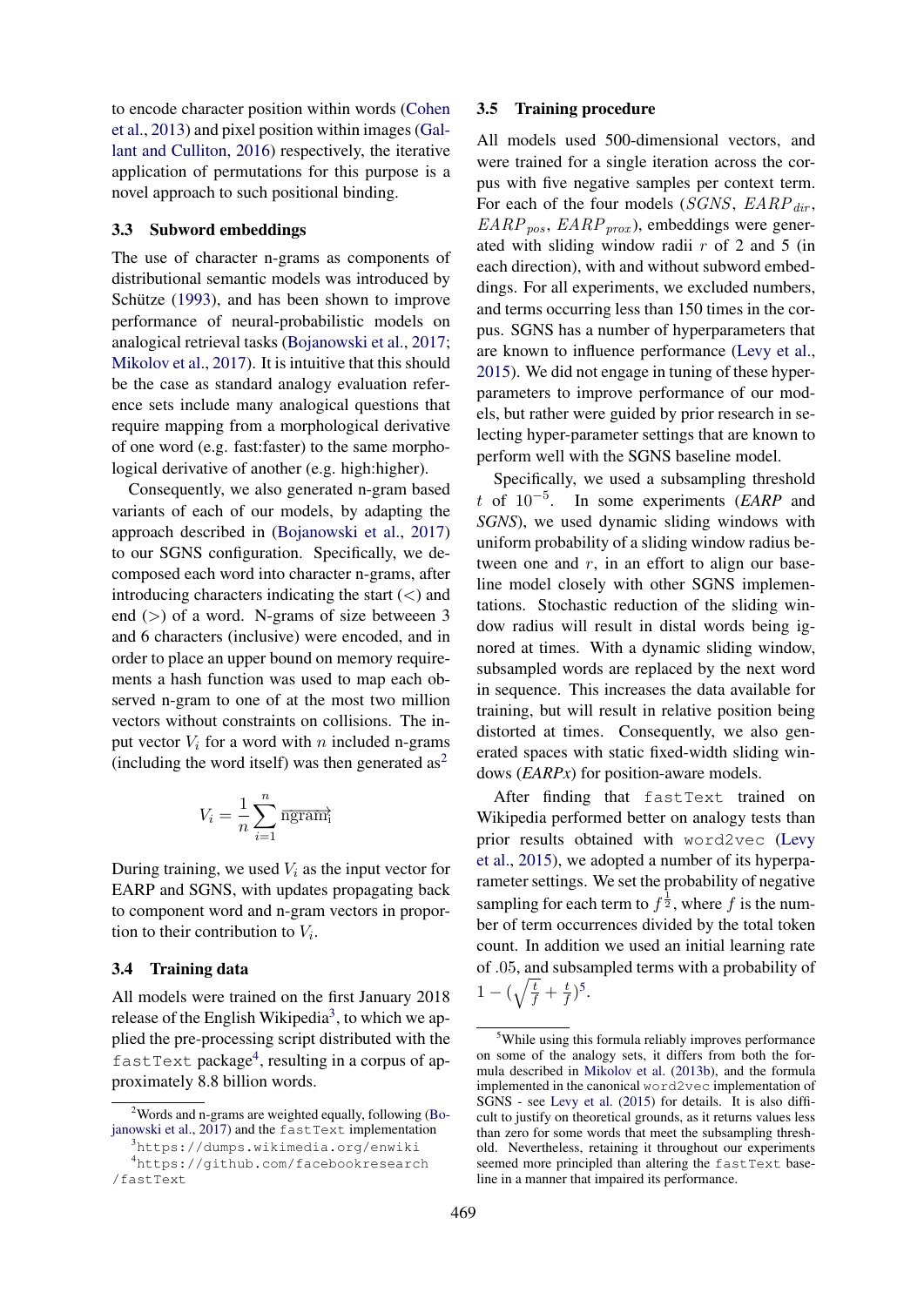to encode character position within words (Cohen et al., 2013) and pixel position within images (Gallant and Culliton, 2016) respectively, the iterative application of permutations for this purpose is a novel approach to such positional binding.

### 3.3 Subword embeddings

The use of character n-grams as components of distributional semantic models was introduced by Schütze (1993), and has been shown to improve performance of neural-probabilistic models on analogical retrieval tasks (Bojanowski et al., 2017; Mikolov et al., 2017). It is intuitive that this should be the case as standard analogy evaluation reference sets include many analogical questions that require mapping from a morphological derivative of one word (e.g. fast:faster) to the same morphological derivative of another (e.g. high:higher).

Consequently, we also generated n-gram based variants of each of our models, by adapting the approach described in (Bojanowski et al., 2017) to our SGNS configuration. Specifically, we decomposed each word into character n-grams, after introducing characters indicating the start (<) and end (>) of a word. N-grams of size between 3 and 6 characters (inclusive) were encoded, and in order to place an upper bound on memory requirements a hash function was used to map each observed n-gram to one of at the most two million vectors without constraints on collisions. The input vector $V_i$ for a word with $n$ included n-grams (including the word itself) was then generated as[2]

$$V_i = \frac{1}{n}\sum_{i=1}^{n} \overrightarrow{\text{ngram}_\text{i}}$$

During training, we used $V_i$ as the input vector for EARP and SGNS, with updates propagating back to component word and n-gram vectors in proportion to their contribution to $V_i$.

### 3.4 Training data

All models were trained on the first January 2018 release of the English Wikipedia[3], to which we applied the pre-processing script distributed with the `fastText` package[4], resulting in a corpus of approximately 8.8 billion words.

### 3.5 Training procedure

All models used 500-dimensional vectors, and were trained for a single iteration across the corpus with five negative samples per context term. For each of the four models ($SGNS$, $EARP_{dir}$, $EARP_{pos}$, $EARP_{prox}$), embeddings were generated with sliding window radii $r$ of 2 and 5 (in each direction), with and without subword embeddings. For all experiments, we excluded numbers, and terms occurring less than 150 times in the corpus. SGNS has a number of hyperparameters that are known to influence performance (Levy et al., 2015). We did not engage in tuning of these hyperparameters to improve performance of our models, but rather were guided by prior research in selecting hyper-parameter settings that are known to perform well with the SGNS baseline model.

Specifically, we used a subsampling threshold $t$ of $10^{-5}$. In some experiments (*EARP* and *SGNS*), we used dynamic sliding windows with uniform probability of a sliding window radius between one and $r$, in an effort to align our baseline model closely with other SGNS implementations. Stochastic reduction of the sliding window radius will result in distal words being ignored at times. With a dynamic sliding window, subsampled words are replaced by the next word in sequence. This increases the data available for training, but will result in relative position being distorted at times. Consequently, we also generated spaces with static fixed-width sliding windows (*EARPx*) for position-aware models.

After finding that `fastText` trained on Wikipedia performed better on analogy tests than prior results obtained with `word2vec` (Levy et al., 2015), we adopted a number of its hyperparameter settings. We set the probability of negative sampling for each term to $f^{\frac{1}{2}}$, where $f$ is the number of term occurrences divided by the total token count. In addition we used an initial learning rate of .05, and subsampled terms with a probability of $1 - (\sqrt{\frac{t}{f}} + \frac{t}{f})^5$.

---

[2] Words and n-grams are weighted equally, following (Bojanowski et al., 2017) and the `fastText` implementation

[3] https://dumps.wikimedia.org/enwiki

[4] https://github.com/facebookresearch/fastText

[5] While using this formula reliably improves performance on some of the analogy sets, it differs from both the formula described in Mikolov et al. (2013b), and the formula implemented in the canonical `word2vec` implementation of SGNS - see Levy et al. (2015) for details. It is also difficult to justify on theoretical grounds, as it returns values less than zero for some words that meet the subsampling threshold. Nevertheless, retaining it throughout our experiments seemed more principled than altering the `fastText` baseline in a manner that impaired its performance.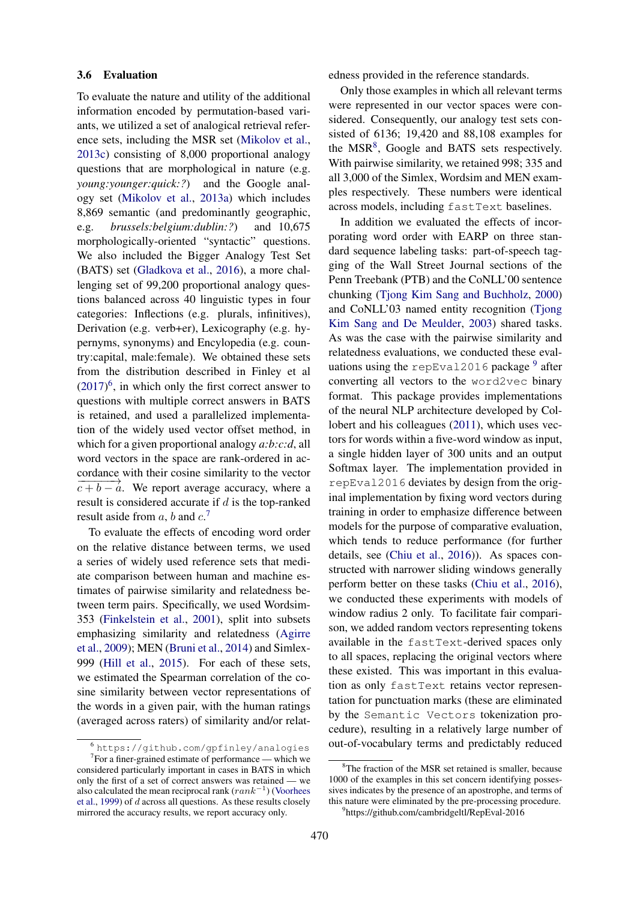### 3.6 Evaluation

To evaluate the nature and utility of the additional information encoded by permutation-based variants, we utilized a set of analogical retrieval reference sets, including the MSR set (Mikolov et al., 2013c) consisting of 8,000 proportional analogy questions that are morphological in nature (e.g. *young:younger:quick:?*) and the Google analogy set (Mikolov et al., 2013a) which includes 8,869 semantic (and predominantly geographic, e.g. *brussels:belgium:dublin:?*) and 10,675 morphologically-oriented "syntactic" questions. We also included the Bigger Analogy Test Set (BATS) set (Gladkova et al., 2016), a more challenging set of 99,200 proportional analogy questions balanced across 40 linguistic types in four categories: Inflections (e.g. plurals, infinitives), Derivation (e.g. verb+er), Lexicography (e.g. hypernyms, synonyms) and Encylopedia (e.g. country:capital, male:female). We obtained these sets from the distribution described in Finley et al (2017)[6], in which only the first correct answer to questions with multiple correct answers in BATS is retained, and used a parallelized implementation of the widely used vector offset method, in which for a given proportional analogy *a:b:c:d*, all word vectors in the space are rank-ordered in accordance with their cosine similarity to the vector $\overrightarrow{c+b-a}$. We report average accuracy, where a result is considered accurate if $d$ is the top-ranked result aside from $a$, $b$ and $c$.[7]

To evaluate the effects of encoding word order on the relative distance between terms, we used a series of widely used reference sets that mediate comparison between human and machine estimates of pairwise similarity and relatedness between term pairs. Specifically, we used Wordsim-353 (Finkelstein et al., 2001), split into subsets emphasizing similarity and relatedness (Agirre et al., 2009); MEN (Bruni et al., 2014) and Simlex-999 (Hill et al., 2015). For each of these sets, we estimated the Spearman correlation of the cosine similarity between vector representations of the words in a given pair, with the human ratings (averaged across raters) of similarity and/or relatedness provided in the reference standards.

Only those examples in which all relevant terms were represented in our vector spaces were considered. Consequently, our analogy test sets consisted of 6136; 19,420 and 88,108 examples for the MSR[8], Google and BATS sets respectively. With pairwise similarity, we retained 998; 335 and all 3,000 of the Simlex, Wordsim and MEN examples respectively. These numbers were identical across models, including `fastText` baselines.

In addition we evaluated the effects of incorporating word order with EARP on three standard sequence labeling tasks: part-of-speech tagging of the Wall Street Journal sections of the Penn Treebank (PTB) and the CoNLL'00 sentence chunking (Tjong Kim Sang and Buchholz, 2000) and CoNLL'03 named entity recognition (Tjong Kim Sang and De Meulder, 2003) shared tasks. As was the case with the pairwise similarity and relatedness evaluations, we conducted these evaluations using the `repEval2016` package [9] after converting all vectors to the `word2vec` binary format. This package provides implementations of the neural NLP architecture developed by Collobert and his colleagues (2011), which uses vectors for words within a five-word window as input, a single hidden layer of 300 units and an output Softmax layer. The implementation provided in `repEval2016` deviates by design from the original implementation by fixing word vectors during training in order to emphasize difference between models for the purpose of comparative evaluation, which tends to reduce performance (for further details, see (Chiu et al., 2016)). As spaces constructed with narrower sliding windows generally perform better on these tasks (Chiu et al., 2016), we conducted these experiments with models of window radius 2 only. To facilitate fair comparison, we added random vectors representing tokens available in the `fastText`-derived spaces only to all spaces, replacing the original vectors where these existed. This was important in this evaluation as only `fastText` retains vector representation for punctuation marks (these are eliminated by the `Semantic Vectors` tokenization procedure), resulting in a relatively large number of out-of-vocabulary terms and predictably reduced

[6] https://github.com/gpfinley/analogies

[7] For a finer-grained estimate of performance — which we considered particularly important in cases in BATS in which only the first of a set of correct answers was retained — we also calculated the mean reciprocal rank ($rank^{-1}$) (Voorhees et al., 1999) of $d$ across all questions. As these results closely mirrored the accuracy results, we report accuracy only.

[8] The fraction of the MSR set retained is smaller, because 1000 of the examples in this set concern identifying possessives indicates by the presence of an apostrophe, and terms of this nature were eliminated by the pre-processing procedure.

[9] https://github.com/cambridgeltl/RepEval-2016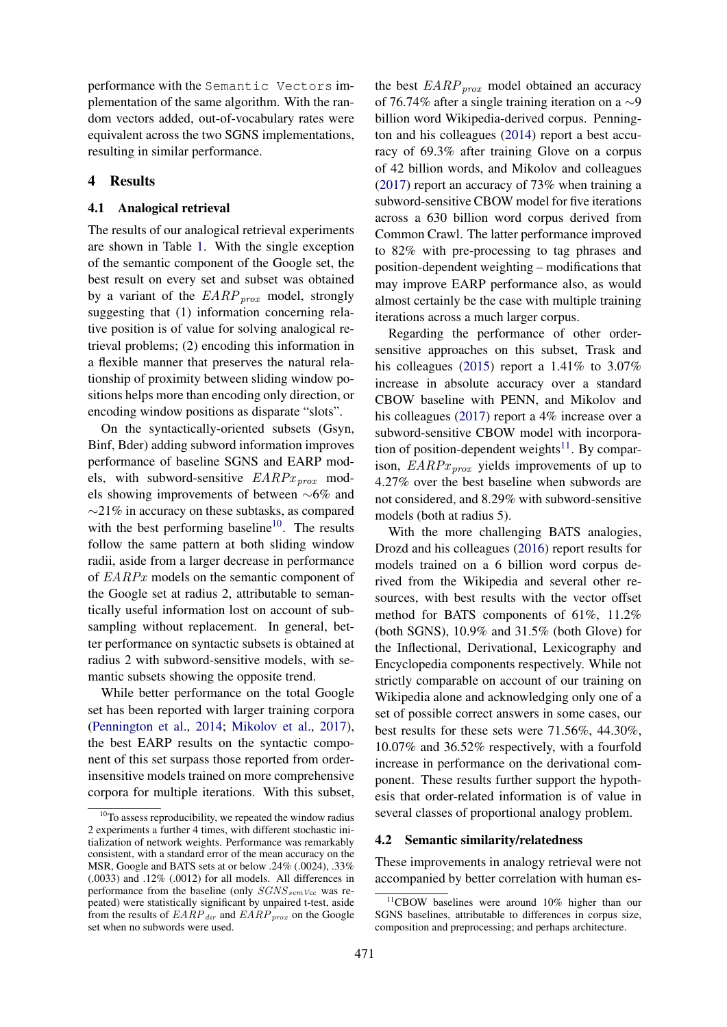performance with the `Semantic Vectors` implementation of the same algorithm. With the random vectors added, out-of-vocabulary rates were equivalent across the two SGNS implementations, resulting in similar performance.

## 4 Results

### 4.1 Analogical retrieval

The results of our analogical retrieval experiments are shown in Table 1. With the single exception of the semantic component of the Google set, the best result on every set and subset was obtained by a variant of the $EARP_{prox}$ model, strongly suggesting that (1) information concerning relative position is of value for solving analogical retrieval problems; (2) encoding this information in a flexible manner that preserves the natural relationship of proximity between sliding window positions helps more than encoding only direction, or encoding window positions as disparate "slots".

On the syntactically-oriented subsets (Gsyn, Binf, Bder) adding subword information improves performance of baseline SGNS and EARP models, with subword-sensitive $EARPx_{prox}$ models showing improvements of between ∼6% and ∼21% in accuracy on these subtasks, as compared with the best performing baseline[10]. The results follow the same pattern at both sliding window radii, aside from a larger decrease in performance of $EARPx$ models on the semantic component of the Google set at radius 2, attributable to semantically useful information lost on account of subsampling without replacement. In general, better performance on syntactic subsets is obtained at radius 2 with subword-sensitive models, with semantic subsets showing the opposite trend.

While better performance on the total Google set has been reported with larger training corpora (Pennington et al., 2014; Mikolov et al., 2017), the best EARP results on the syntactic component of this set surpass those reported from order-insensitive models trained on more comprehensive corpora for multiple iterations. With this subset, the best $EARP_{prox}$ model obtained an accuracy of 76.74% after a single training iteration on a ∼9 billion word Wikipedia-derived corpus. Pennington and his colleagues (2014) report a best accuracy of 69.3% after training Glove on a corpus of 42 billion words, and Mikolov and colleagues (2017) report an accuracy of 73% when training a subword-sensitive CBOW model for five iterations across a 630 billion word corpus derived from Common Crawl. The latter performance improved to 82% with pre-processing to tag phrases and position-dependent weighting – modifications that may improve EARP performance also, as would almost certainly be the case with multiple training iterations across a much larger corpus.

Regarding the performance of other order-sensitive approaches on this subset, Trask and his colleagues (2015) report a 1.41% to 3.07% increase in absolute accuracy over a standard CBOW baseline with PENN, and Mikolov and his colleagues (2017) report a 4% increase over a subword-sensitive CBOW model with incorporation of position-dependent weights[11]. By comparison, $EARPx_{prox}$ yields improvements of up to 4.27% over the best baseline when subwords are not considered, and 8.29% with subword-sensitive models (both at radius 5).

With the more challenging BATS analogies, Drozd and his colleagues (2016) report results for models trained on a 6 billion word corpus derived from the Wikipedia and several other resources, with best results with the vector offset method for BATS components of 61%, 11.2% (both SGNS), 10.9% and 31.5% (both Glove) for the Inflectional, Derivational, Lexicography and Encyclopedia components respectively. While not strictly comparable on account of our training on Wikipedia alone and acknowledging only one of a set of possible correct answers in some cases, our best results for these sets were 71.56%, 44.30%, 10.07% and 36.52% respectively, with a fourfold increase in performance on the derivational component. These results further support the hypothesis that order-related information is of value in several classes of proportional analogy problem.

### 4.2 Semantic similarity/relatedness

These improvements in analogy retrieval were not accompanied by better correlation with human es-

[10] To assess reproducibility, we repeated the window radius 2 experiments a further 4 times, with different stochastic initialization of network weights. Performance was remarkably consistent, with a standard error of the mean accuracy on the MSR, Google and BATS sets at or below .24% (.0024), .33% (.0033) and .12% (.0012) for all models. All differences in performance from the baseline (only $SGNS_{semVec}$ was repeated) were statistically significant by unpaired t-test, aside from the results of $EARP_{dir}$ and $EARP_{prox}$ on the Google set when no subwords were used.

[11] CBOW baselines were around 10% higher than our SGNS baselines, attributable to differences in corpus size, composition and preprocessing; and perhaps architecture.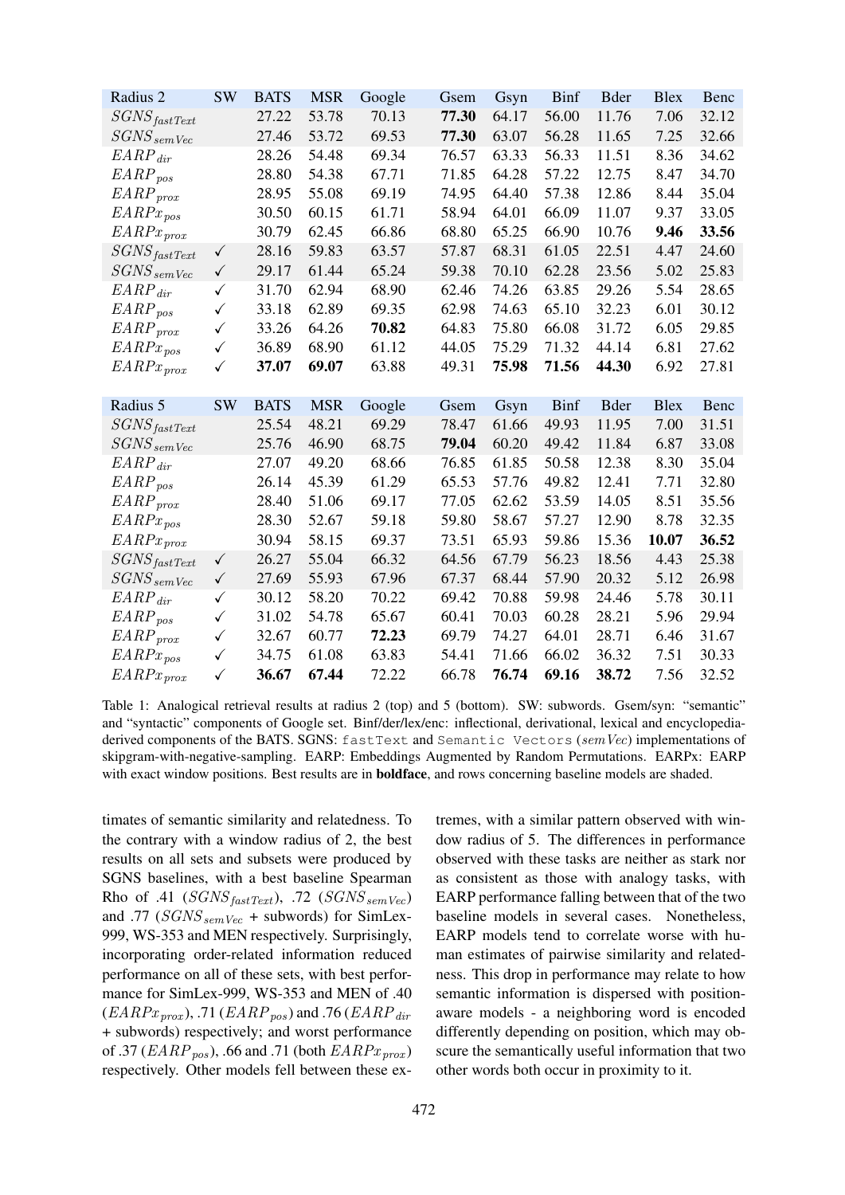| Radius 2 | SW | BATS | MSR | Google | Gsem | Gsyn | Binf | Bder | Blex | Benc |
|---|---|---|---|---|---|---|---|---|---|---|
| $SGNS_{fastText}$ | | 27.22 | 53.78 | 70.13 | **77.30** | 64.17 | 56.00 | 11.76 | 7.06 | 32.12 |
| $SGNS_{semVec}$ | | 27.46 | 53.72 | 69.53 | **77.30** | 63.07 | 56.28 | 11.65 | 7.25 | 32.66 |
| $EARP_{dir}$ | | 28.26 | 54.48 | 69.34 | 76.57 | 63.33 | 56.33 | 11.51 | 8.36 | 34.62 |
| $EARP_{pos}$ | | 28.80 | 54.38 | 67.71 | 71.85 | 64.28 | 57.22 | 12.75 | 8.47 | 34.70 |
| $EARP_{prox}$ | | 28.95 | 55.08 | 69.19 | 74.95 | 64.40 | 57.38 | 12.86 | 8.44 | 35.04 |
| $EARPx_{pos}$ | | 30.50 | 60.15 | 61.71 | 58.94 | 64.01 | 66.09 | 11.07 | 9.37 | 33.05 |
| $EARPx_{prox}$ | | 30.79 | 62.45 | 66.86 | 68.80 | 65.25 | 66.90 | 10.76 | **9.46** | **33.56** |
| $SGNS_{fastText}$ | ✓ | 28.16 | 59.83 | 63.57 | 57.87 | 68.31 | 61.05 | 22.51 | 4.47 | 24.60 |
| $SGNS_{semVec}$ | ✓ | 29.17 | 61.44 | 65.24 | 59.38 | 70.10 | 62.28 | 23.56 | 5.02 | 25.83 |
| $EARP_{dir}$ | ✓ | 31.70 | 62.94 | 68.90 | 62.46 | 74.26 | 63.85 | 29.26 | 5.54 | 28.65 |
| $EARP_{pos}$ | ✓ | 33.18 | 62.89 | 69.35 | 62.98 | 74.63 | 65.10 | 32.23 | 6.01 | 30.12 |
| $EARP_{prox}$ | ✓ | 33.26 | 64.26 | **70.82** | 64.83 | 75.80 | 66.08 | 31.72 | 6.05 | 29.85 |
| $EARPx_{pos}$ | ✓ | 36.89 | 68.90 | 61.12 | 44.05 | 75.29 | 71.32 | 44.14 | 6.81 | 27.62 |
| $EARPx_{prox}$ | ✓ | **37.07** | **69.07** | 63.88 | 49.31 | **75.98** | **71.56** | **44.30** | 6.92 | 27.81 |

| Radius 5 | SW | BATS | MSR | Google | Gsem | Gsyn | Binf | Bder | Blex | Benc |
|---|---|---|---|---|---|---|---|---|---|---|
| $SGNS_{fastText}$ | | 25.54 | 48.21 | 69.29 | 78.47 | 61.66 | 49.93 | 11.95 | 7.00 | 31.51 |
| $SGNS_{semVec}$ | | 25.76 | 46.90 | 68.75 | **79.04** | 60.20 | 49.42 | 11.84 | 6.87 | 33.08 |
| $EARP_{dir}$ | | 27.07 | 49.20 | 68.66 | 76.85 | 61.85 | 50.58 | 12.38 | 8.30 | 35.04 |
| $EARP_{pos}$ | | 26.14 | 45.39 | 61.29 | 65.53 | 57.76 | 49.82 | 12.41 | 7.71 | 32.80 |
| $EARP_{prox}$ | | 28.40 | 51.06 | 69.17 | 77.05 | 62.62 | 53.59 | 14.05 | 8.51 | 35.56 |
| $EARPx_{pos}$ | | 28.30 | 52.67 | 59.18 | 59.80 | 58.67 | 57.27 | 12.90 | 8.78 | 32.35 |
| $EARPx_{prox}$ | | 30.94 | 58.15 | 69.37 | 73.51 | 65.93 | 59.86 | 15.36 | **10.07** | **36.52** |
| $SGNS_{fastText}$ | ✓ | 26.27 | 55.04 | 66.32 | 64.56 | 67.79 | 56.23 | 18.56 | 4.43 | 25.38 |
| $SGNS_{semVec}$ | ✓ | 27.69 | 55.93 | 67.96 | 67.37 | 68.44 | 57.90 | 20.32 | 5.12 | 26.98 |
| $EARP_{dir}$ | ✓ | 30.12 | 58.20 | 70.22 | 69.42 | 70.88 | 59.98 | 24.46 | 5.78 | 30.11 |
| $EARP_{pos}$ | ✓ | 31.02 | 54.78 | 65.67 | 60.41 | 70.03 | 60.28 | 28.21 | 5.96 | 29.94 |
| $EARP_{prox}$ | ✓ | 32.67 | 60.77 | **72.23** | 69.79 | 74.27 | 64.01 | 28.71 | 6.46 | 31.67 |
| $EARPx_{pos}$ | ✓ | 34.75 | 61.08 | 63.83 | 54.41 | 71.66 | 66.02 | 36.32 | 7.51 | 30.33 |
| $EARPx_{prox}$ | ✓ | **36.67** | **67.44** | 72.22 | 66.78 | **76.74** | **69.16** | **38.72** | 7.56 | 32.52 |

Table 1: Analogical retrieval results at radius 2 (top) and 5 (bottom). SW: subwords. Gsem/syn: "semantic" and "syntactic" components of Google set. Binf/der/lex/enc: inflectional, derivational, lexical and encyclopedia-derived components of the BATS. SGNS: `fastText` and `Semantic Vectors` (*semVec*) implementations of skipgram-with-negative-sampling. EARP: Embeddings Augmented by Random Permutations. EARPx: EARP with exact window positions. Best results are in **boldface**, and rows concerning baseline models are shaded.

timates of semantic similarity and relatedness. To the contrary with a window radius of 2, the best results on all sets and subsets were produced by SGNS baselines, with a best baseline Spearman Rho of .41 ($SGNS_{fastText}$), .72 ($SGNS_{semVec}$) and .77 ($SGNS_{semVec}$ + subwords) for SimLex-999, WS-353 and MEN respectively. Surprisingly, incorporating order-related information reduced performance on all of these sets, with best performance for SimLex-999, WS-353 and MEN of .40 ($EARPx_{prox}$), .71 ($EARP_{pos}$) and .76 ($EARP_{dir}$ + subwords) respectively; and worst performance of .37 ($EARP_{pos}$), .66 and .71 (both $EARPx_{prox}$) respectively. Other models fell between these extremes, with a similar pattern observed with window radius of 5. The differences in performance observed with these tasks are neither as stark nor as consistent as those with analogy tasks, with EARP performance falling between that of the two baseline models in several cases. Nonetheless, EARP models tend to correlate worse with human estimates of pairwise similarity and relatedness. This drop in performance may relate to how semantic information is dispersed with position-aware models - a neighboring word is encoded differently depending on position, which may obscure the semantically useful information that two other words both occur in proximity to it.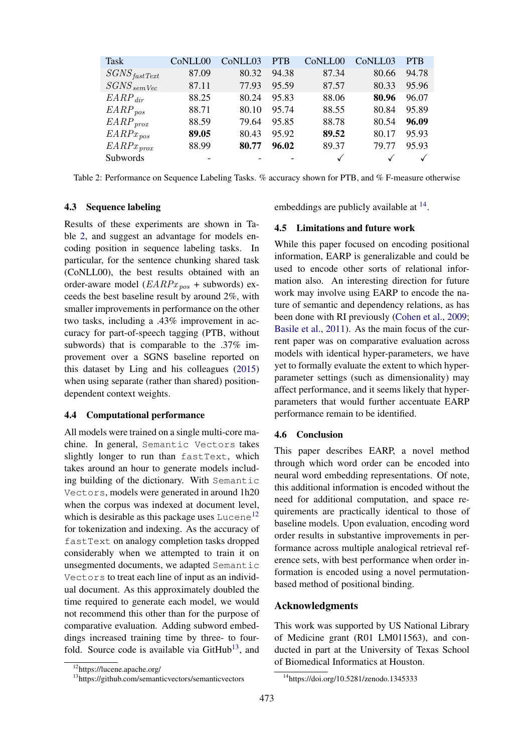| Task | CoNLL00 | CoNLL03 | PTB | CoNLL00 | CoNLL03 | PTB |
|---|---|---|---|---|---|---|
| $SGNS_{fastText}$ | 87.09 | 80.32 | 94.38 | 87.34 | 80.66 | 94.78 |
| $SGNS_{semVec}$ | 87.11 | 77.93 | 95.59 | 87.57 | 80.33 | 95.96 |
| $EARP_{dir}$ | 88.25 | 80.24 | 95.83 | 88.06 | **80.96** | 96.07 |
| $EARP_{pos}$ | 88.71 | 80.10 | 95.74 | 88.55 | 80.84 | 95.89 |
| $EARP_{prox}$ | 88.59 | 79.64 | 95.85 | 88.78 | 80.54 | **96.09** |
| $EARPx_{pos}$ | **89.05** | 80.43 | 95.92 | **89.52** | 80.17 | 95.93 |
| $EARPx_{prox}$ | 88.99 | **80.77** | **96.02** | 89.37 | 79.77 | 95.93 |
| Subwords | - | - | - | ✓ | ✓ | ✓ |

Table 2: Performance on Sequence Labeling Tasks. % accuracy shown for PTB, and % F-measure otherwise

### 4.3 Sequence labeling

Results of these experiments are shown in Table 2, and suggest an advantage for models encoding position in sequence labeling tasks. In particular, for the sentence chunking shared task (CoNLL00), the best results obtained with an order-aware model ($EARPx_{pos}$ + subwords) exceeds the best baseline result by around 2%, with smaller improvements in performance on the other two tasks, including a .43% improvement in accuracy for part-of-speech tagging (PTB, without subwords) that is comparable to the .37% improvement over a SGNS baseline reported on this dataset by Ling and his colleagues (2015) when using separate (rather than shared) position-dependent context weights.

### 4.4 Computational performance

All models were trained on a single multi-core machine. In general, `Semantic Vectors` takes slightly longer to run than `fastText`, which takes around an hour to generate models including building of the dictionary. With `Semantic Vectors`, models were generated in around 1h20 when the corpus was indexed at document level, which is desirable as this package uses `Lucene`[12] for tokenization and indexing. As the accuracy of `fastText` on analogy completion tasks dropped considerably when we attempted to train it on unsegmented documents, we adapted `Semantic Vectors` to treat each line of input as an individual document. As this approximately doubled the time required to generate each model, we would not recommend this other than for the purpose of comparative evaluation. Adding subword embeddings increased training time by three- to four-fold. Source code is available via GitHub[13], and embeddings are publicly available at [14].

### 4.5 Limitations and future work

While this paper focused on encoding positional information, EARP is generalizable and could be used to encode other sorts of relational information also. An interesting direction for future work may involve using EARP to encode the nature of semantic and dependency relations, as has been done with RI previously (Cohen et al., 2009; Basile et al., 2011). As the main focus of the current paper was on comparative evaluation across models with identical hyper-parameters, we have yet to formally evaluate the extent to which hyper-parameter settings (such as dimensionality) may affect performance, and it seems likely that hyper-parameters that would further accentuate EARP performance remain to be identified.

### 4.6 Conclusion

This paper describes EARP, a novel method through which word order can be encoded into neural word embedding representations. Of note, this additional information is encoded without the need for additional computation, and space requirements are practically identical to those of baseline models. Upon evaluation, encoding word order results in substantive improvements in performance across multiple analogical retrieval reference sets, with best performance when order information is encoded using a novel permutation-based method of positional binding.

## Acknowledgments

This work was supported by US National Library of Medicine grant (R01 LM011563), and conducted in part at the University of Texas School of Biomedical Informatics at Houston.

[12] https://lucene.apache.org/

[13] https://github.com/semanticvectors/semanticvectors

[14] https://doi.org/10.5281/zenodo.1345333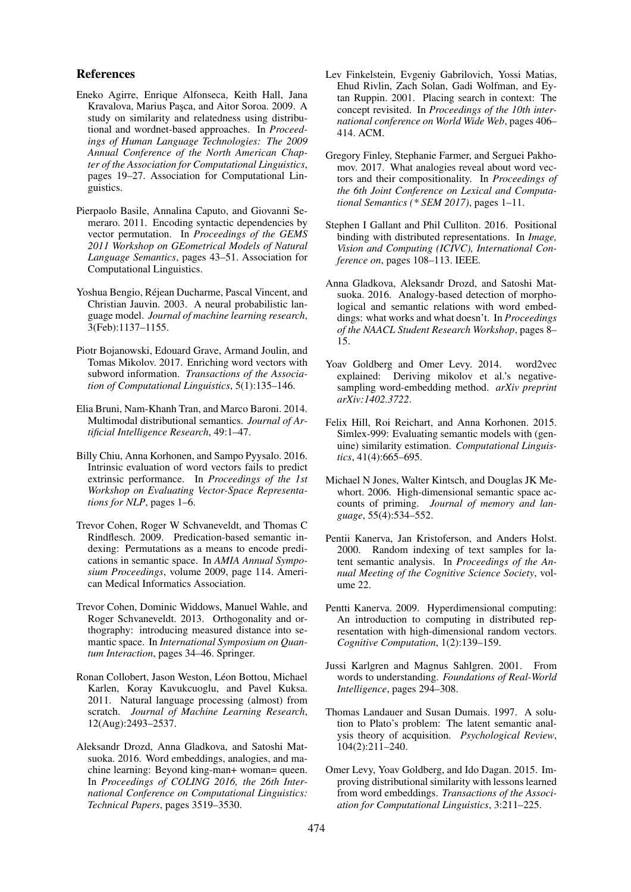## References

Eneko Agirre, Enrique Alfonseca, Keith Hall, Jana Kravalova, Marius Paşca, and Aitor Soroa. 2009. A study on similarity and relatedness using distributional and wordnet-based approaches. In *Proceedings of Human Language Technologies: The 2009 Annual Conference of the North American Chapter of the Association for Computational Linguistics*, pages 19–27. Association for Computational Linguistics.

Pierpaolo Basile, Annalina Caputo, and Giovanni Semeraro. 2011. Encoding syntactic dependencies by vector permutation. In *Proceedings of the GEMS 2011 Workshop on GEometrical Models of Natural Language Semantics*, pages 43–51. Association for Computational Linguistics.

Yoshua Bengio, Réjean Ducharme, Pascal Vincent, and Christian Jauvin. 2003. A neural probabilistic language model. *Journal of machine learning research*, 3(Feb):1137–1155.

Piotr Bojanowski, Edouard Grave, Armand Joulin, and Tomas Mikolov. 2017. Enriching word vectors with subword information. *Transactions of the Association of Computational Linguistics*, 5(1):135–146.

Elia Bruni, Nam-Khanh Tran, and Marco Baroni. 2014. Multimodal distributional semantics. *Journal of Artificial Intelligence Research*, 49:1–47.

Billy Chiu, Anna Korhonen, and Sampo Pyysalo. 2016. Intrinsic evaluation of word vectors fails to predict extrinsic performance. In *Proceedings of the 1st Workshop on Evaluating Vector-Space Representations for NLP*, pages 1–6.

Trevor Cohen, Roger W Schvaneveldt, and Thomas C Rindflesch. 2009. Predication-based semantic indexing: Permutations as a means to encode predications in semantic space. In *AMIA Annual Symposium Proceedings*, volume 2009, page 114. American Medical Informatics Association.

Trevor Cohen, Dominic Widdows, Manuel Wahle, and Roger Schvaneveldt. 2013. Orthogonality and orthography: introducing measured distance into semantic space. In *International Symposium on Quantum Interaction*, pages 34–46. Springer.

Ronan Collobert, Jason Weston, Léon Bottou, Michael Karlen, Koray Kavukcuoglu, and Pavel Kuksa. 2011. Natural language processing (almost) from scratch. *Journal of Machine Learning Research*, 12(Aug):2493–2537.

Aleksandr Drozd, Anna Gladkova, and Satoshi Matsuoka. 2016. Word embeddings, analogies, and machine learning: Beyond king-man+ woman= queen. In *Proceedings of COLING 2016, the 26th International Conference on Computational Linguistics: Technical Papers*, pages 3519–3530.

Lev Finkelstein, Evgeniy Gabrilovich, Yossi Matias, Ehud Rivlin, Zach Solan, Gadi Wolfman, and Eytan Ruppin. 2001. Placing search in context: The concept revisited. In *Proceedings of the 10th international conference on World Wide Web*, pages 406–414. ACM.

Gregory Finley, Stephanie Farmer, and Serguei Pakhomov. 2017. What analogies reveal about word vectors and their compositionality. In *Proceedings of the 6th Joint Conference on Lexical and Computational Semantics (* SEM 2017)*, pages 1–11.

Stephen I Gallant and Phil Culliton. 2016. Positional binding with distributed representations. In *Image, Vision and Computing (ICIVC), International Conference on*, pages 108–113. IEEE.

Anna Gladkova, Aleksandr Drozd, and Satoshi Matsuoka. 2016. Analogy-based detection of morphological and semantic relations with word embeddings: what works and what doesn't. In *Proceedings of the NAACL Student Research Workshop*, pages 8–15.

Yoav Goldberg and Omer Levy. 2014. word2vec explained: Deriving mikolov et al.'s negative-sampling word-embedding method. *arXiv preprint arXiv:1402.3722*.

Felix Hill, Roi Reichart, and Anna Korhonen. 2015. Simlex-999: Evaluating semantic models with (genuine) similarity estimation. *Computational Linguistics*, 41(4):665–695.

Michael N Jones, Walter Kintsch, and Douglas JK Mewhort. 2006. High-dimensional semantic space accounts of priming. *Journal of memory and language*, 55(4):534–552.

Pentii Kanerva, Jan Kristoferson, and Anders Holst. 2000. Random indexing of text samples for latent semantic analysis. In *Proceedings of the Annual Meeting of the Cognitive Science Society*, volume 22.

Pentti Kanerva. 2009. Hyperdimensional computing: An introduction to computing in distributed representation with high-dimensional random vectors. *Cognitive Computation*, 1(2):139–159.

Jussi Karlgren and Magnus Sahlgren. 2001. From words to understanding. *Foundations of Real-World Intelligence*, pages 294–308.

Thomas Landauer and Susan Dumais. 1997. A solution to Plato's problem: The latent semantic analysis theory of acquisition. *Psychological Review*, 104(2):211–240.

Omer Levy, Yoav Goldberg, and Ido Dagan. 2015. Improving distributional similarity with lessons learned from word embeddings. *Transactions of the Association for Computational Linguistics*, 3:211–225.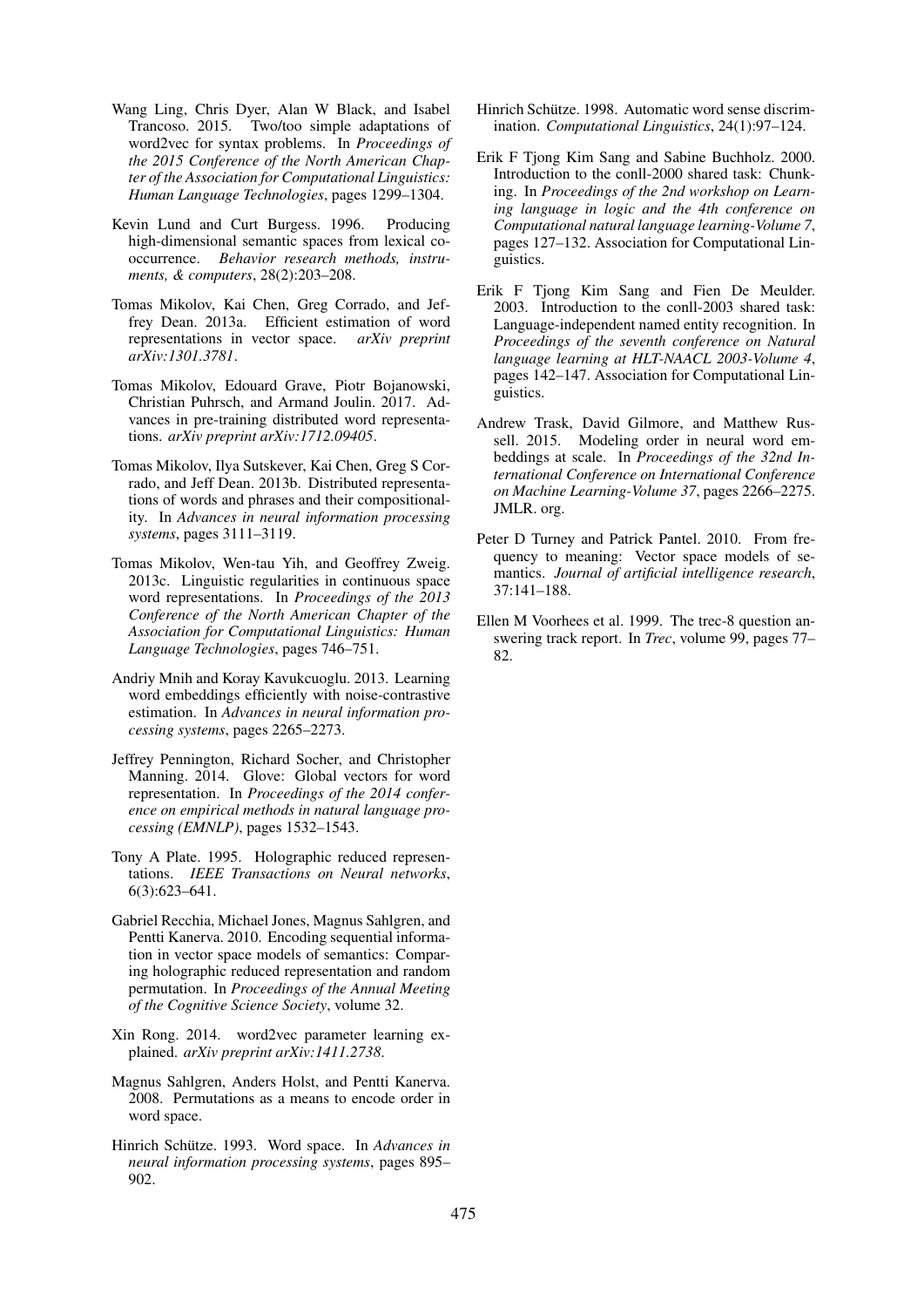Wang Ling, Chris Dyer, Alan W Black, and Isabel Trancoso. 2015. Two/too simple adaptations of word2vec for syntax problems. In *Proceedings of the 2015 Conference of the North American Chapter of the Association for Computational Linguistics: Human Language Technologies*, pages 1299–1304.

Kevin Lund and Curt Burgess. 1996. Producing high-dimensional semantic spaces from lexical co-occurrence. *Behavior research methods, instruments, & computers*, 28(2):203–208.

Tomas Mikolov, Kai Chen, Greg Corrado, and Jeffrey Dean. 2013a. Efficient estimation of word representations in vector space. *arXiv preprint arXiv:1301.3781*.

Tomas Mikolov, Edouard Grave, Piotr Bojanowski, Christian Puhrsch, and Armand Joulin. 2017. Advances in pre-training distributed word representations. *arXiv preprint arXiv:1712.09405*.

Tomas Mikolov, Ilya Sutskever, Kai Chen, Greg S Corrado, and Jeff Dean. 2013b. Distributed representations of words and phrases and their compositionality. In *Advances in neural information processing systems*, pages 3111–3119.

Tomas Mikolov, Wen-tau Yih, and Geoffrey Zweig. 2013c. Linguistic regularities in continuous space word representations. In *Proceedings of the 2013 Conference of the North American Chapter of the Association for Computational Linguistics: Human Language Technologies*, pages 746–751.

Andriy Mnih and Koray Kavukcuoglu. 2013. Learning word embeddings efficiently with noise-contrastive estimation. In *Advances in neural information processing systems*, pages 2265–2273.

Jeffrey Pennington, Richard Socher, and Christopher Manning. 2014. Glove: Global vectors for word representation. In *Proceedings of the 2014 conference on empirical methods in natural language processing (EMNLP)*, pages 1532–1543.

Tony A Plate. 1995. Holographic reduced representations. *IEEE Transactions on Neural networks*, 6(3):623–641.

Gabriel Recchia, Michael Jones, Magnus Sahlgren, and Pentti Kanerva. 2010. Encoding sequential information in vector space models of semantics: Comparing holographic reduced representation and random permutation. In *Proceedings of the Annual Meeting of the Cognitive Science Society*, volume 32.

Xin Rong. 2014. word2vec parameter learning explained. *arXiv preprint arXiv:1411.2738*.

Magnus Sahlgren, Anders Holst, and Pentti Kanerva. 2008. Permutations as a means to encode order in word space.

Hinrich Schütze. 1993. Word space. In *Advances in neural information processing systems*, pages 895–902.

Hinrich Schütze. 1998. Automatic word sense discrimination. *Computational Linguistics*, 24(1):97–124.

Erik F Tjong Kim Sang and Sabine Buchholz. 2000. Introduction to the conll-2000 shared task: Chunking. In *Proceedings of the 2nd workshop on Learning language in logic and the 4th conference on Computational natural language learning-Volume 7*, pages 127–132. Association for Computational Linguistics.

Erik F Tjong Kim Sang and Fien De Meulder. 2003. Introduction to the conll-2003 shared task: Language-independent named entity recognition. In *Proceedings of the seventh conference on Natural language learning at HLT-NAACL 2003-Volume 4*, pages 142–147. Association for Computational Linguistics.

Andrew Trask, David Gilmore, and Matthew Russell. 2015. Modeling order in neural word embeddings at scale. In *Proceedings of the 32nd International Conference on International Conference on Machine Learning-Volume 37*, pages 2266–2275. JMLR. org.

Peter D Turney and Patrick Pantel. 2010. From frequency to meaning: Vector space models of semantics. *Journal of artificial intelligence research*, 37:141–188.

Ellen M Voorhees et al. 1999. The trec-8 question answering track report. In *Trec*, volume 99, pages 77–82.